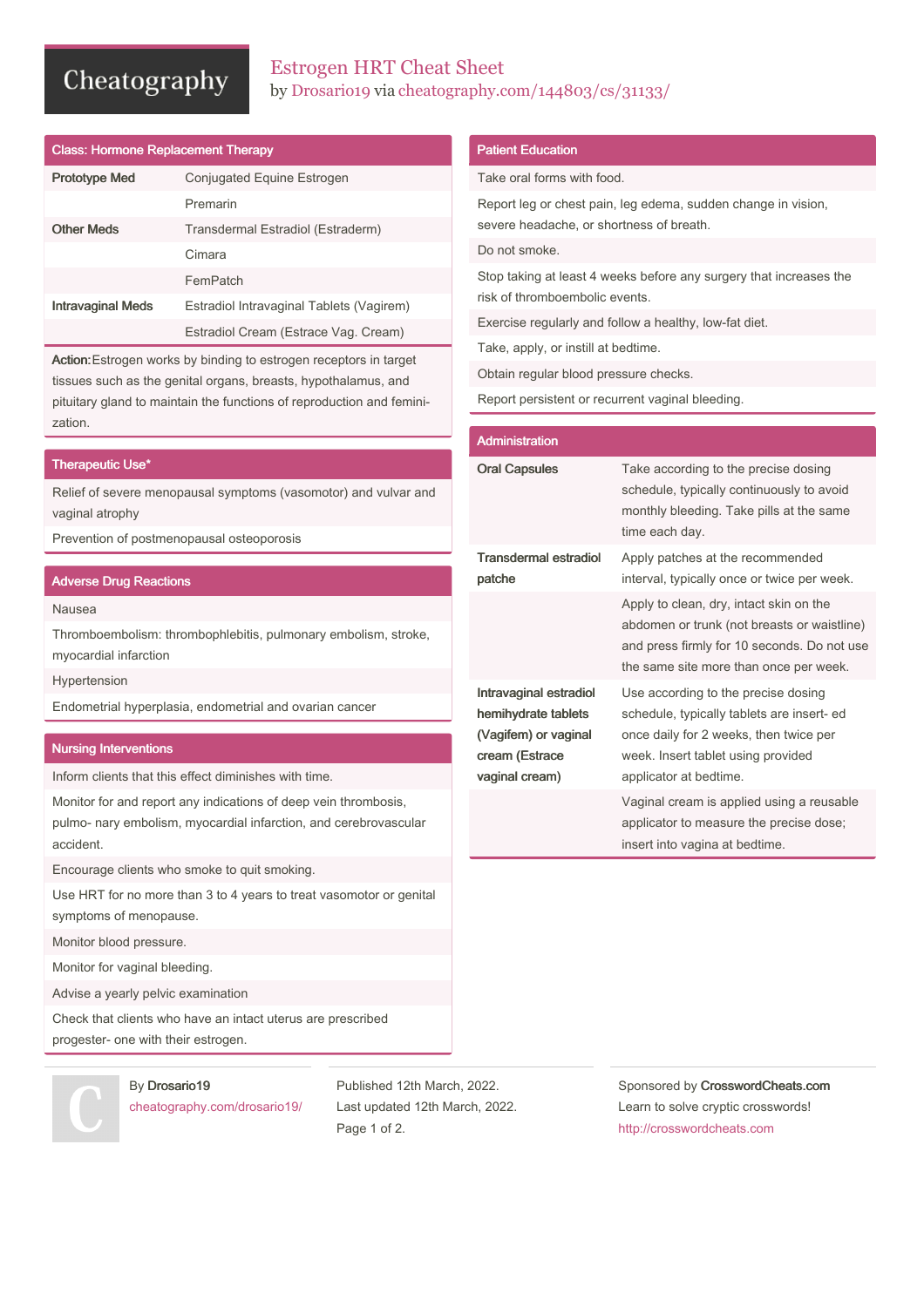# Estrogen HRT Cheat Sheet

by Drosario19 via cheatography.com/144803/cs/31133/

## Class: Hormone Replacement Therapy

| | |
|---|---|
| **Prototype Med** | Conjugated Equine Estrogen |
| | Premarin |
| **Other Meds** | Transdermal Estradiol (Estraderm) |
| | Cimara |
| | FemPatch |
| **Intravaginal Meds** | Estradiol Intravaginal Tablets (Vagirem) |
| | Estradiol Cream (Estrace Vag. Cream) |

**Action:** Estrogen works by binding to estrogen receptors in target tissues such as the genital organs, breasts, hypothalamus, and pituitary gland to maintain the functions of reproduction and feminization.

## Therapeutic Use*

- Relief of severe menopausal symptoms (vasomotor) and vulvar and vaginal atrophy
- Prevention of postmenopausal osteoporosis

## Adverse Drug Reactions

- Nausea
- Thromboembolism: thrombophlebitis, pulmonary embolism, stroke, myocardial infarction
- Hypertension
- Endometrial hyperplasia, endometrial and ovarian cancer

## Nursing Interventions

- Inform clients that this effect diminishes with time.
- Monitor for and report any indications of deep vein thrombosis, pulmo- nary embolism, myocardial infarction, and cerebrovascular accident.
- Encourage clients who smoke to quit smoking.
- Use HRT for no more than 3 to 4 years to treat vasomotor or genital symptoms of menopause.
- Monitor blood pressure.
- Monitor for vaginal bleeding.
- Advise a yearly pelvic examination
- Check that clients who have an intact uterus are prescribed progester- one with their estrogen.

## Patient Education

- Take oral forms with food.
- Report leg or chest pain, leg edema, sudden change in vision, severe headache, or shortness of breath.
- Do not smoke.
- Stop taking at least 4 weeks before any surgery that increases the risk of thromboembolic events.
- Exercise regularly and follow a healthy, low-fat diet.
- Take, apply, or instill at bedtime.
- Obtain regular blood pressure checks.
- Report persistent or recurrent vaginal bleeding.

## Administration

| | |
|---|---|
| **Oral Capsules** | Take according to the precise dosing schedule, typically continuously to avoid monthly bleeding. Take pills at the same time each day. |
| **Transdermal estradiol patche** | Apply patches at the recommended interval, typically once or twice per week. |
| | Apply to clean, dry, intact skin on the abdomen or trunk (not breasts or waistline) and press firmly for 10 seconds. Do not use the same site more than once per week. |
| **Intravaginal estradiol hemihydrate tablets (Vagifem) or vaginal cream (Estrace vaginal cream)** | Use according to the precise dosing schedule, typically tablets are insert- ed once daily for 2 weeks, then twice per week. Insert tablet using provided applicator at bedtime. |
| | Vaginal cream is applied using a reusable applicator to measure the precise dose; insert into vagina at bedtime. |

By Drosario19
cheatography.com/drosario19/

Published 12th March, 2022.
Last updated 12th March, 2022.

Sponsored by CrosswordCheats.com
Learn to solve cryptic crosswords!
http://crosswordcheats.com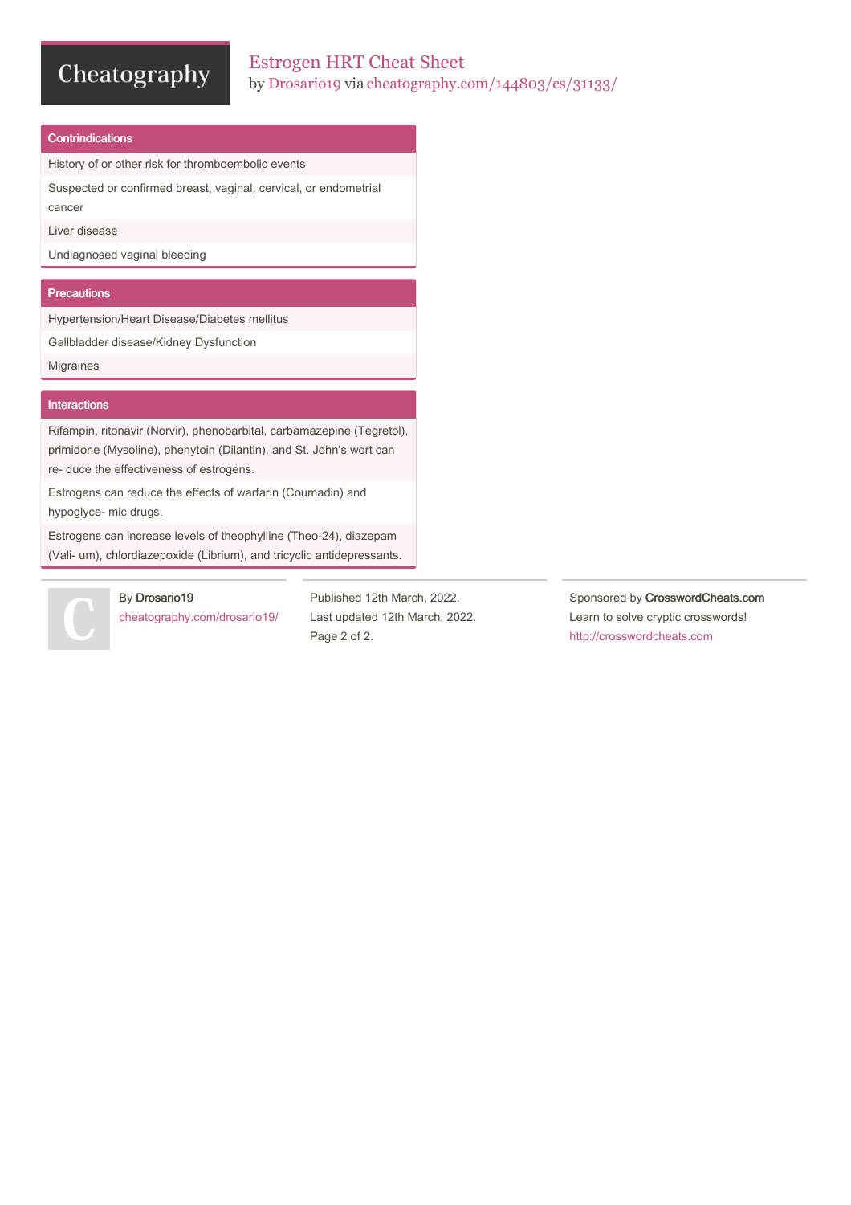## Contrindications

| |
|---|
| History of or other risk for thromboembolic events |
| Suspected or confirmed breast, vaginal, cervical, or endometrial cancer |
| Liver disease |
| Undiagnosed vaginal bleeding |

## Precautions

| |
|---|
| Hypertension/Heart Disease/Diabetes mellitus |
| Gallbladder disease/Kidney Dysfunction |
| Migraines |

## Interactions

| |
|---|
| Rifampin, ritonavir (Norvir), phenobarbital, carbamazepine (Tegretol), primidone (Mysoline), phenytoin (Dilantin), and St. John's wort can re- duce the effectiveness of estrogens. |
| Estrogens can reduce the effects of warfarin (Coumadin) and hypoglyce- mic drugs. |
| Estrogens can increase levels of theophylline (Theo-24), diazepam (Vali- um), chlordiazepoxide (Librium), and tricyclic antidepressants. |